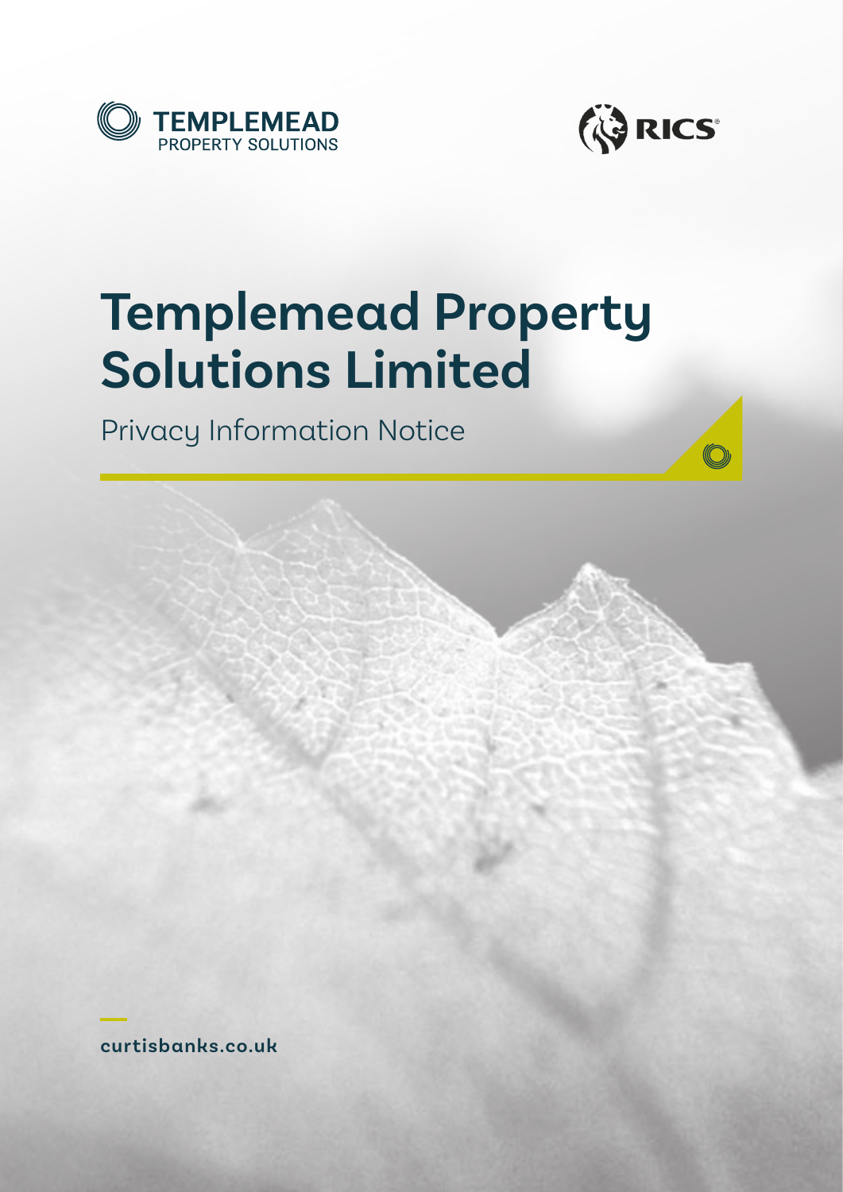TEMPLEMEAD PROPERTY SOLUTIONS

RICS

# Templemead Property Solutions Limited

Privacy Information Notice

curtisbanks.co.uk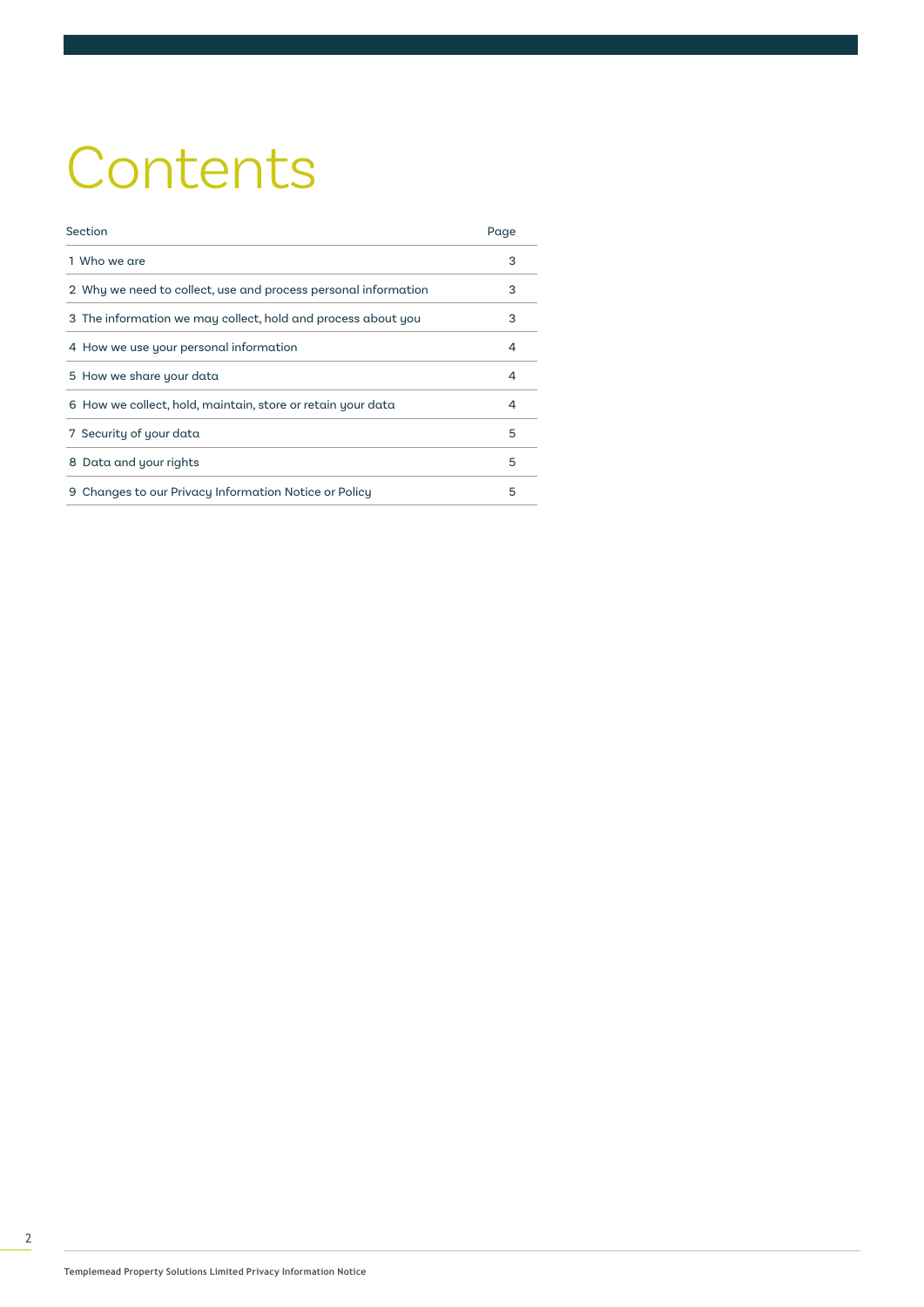# Contents

| Section | Page |
|---|---|
| 1 Who we are | 3 |
| 2 Why we need to collect, use and process personal information | 3 |
| 3 The information we may collect, hold and process about you | 3 |
| 4 How we use your personal information | 4 |
| 5 How we share your data | 4 |
| 6 How we collect, hold, maintain, store or retain your data | 4 |
| 7 Security of your data | 5 |
| 8 Data and your rights | 5 |
| 9 Changes to our Privacy Information Notice or Policy | 5 |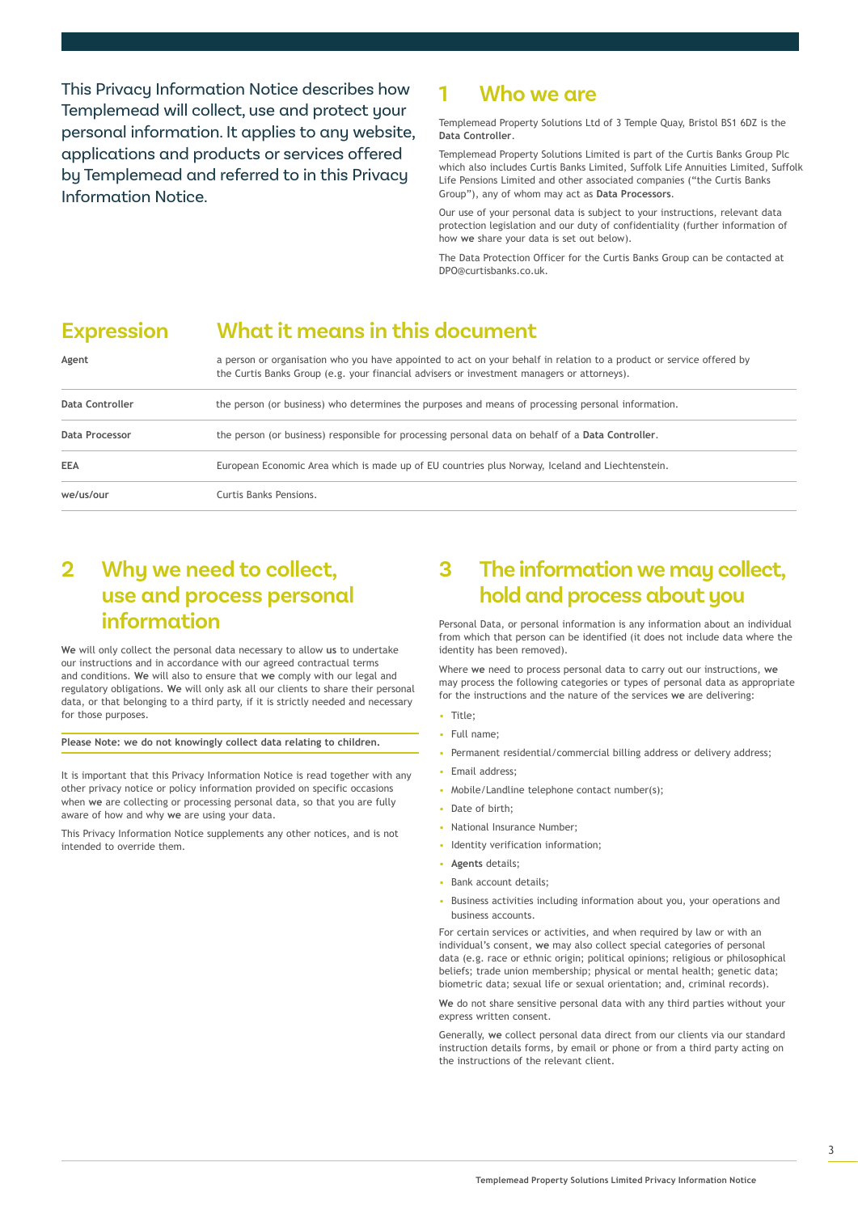This Privacy Information Notice describes how Templemead will collect, use and protect your personal information. It applies to any website, applications and products or services offered by Templemead and referred to in this Privacy Information Notice.

## 1 Who we are

Templemead Property Solutions Ltd of 3 Temple Quay, Bristol BS1 6DZ is the **Data Controller**.

Templemead Property Solutions Limited is part of the Curtis Banks Group Plc which also includes Curtis Banks Limited, Suffolk Life Annuities Limited, Suffolk Life Pensions Limited and other associated companies ("the Curtis Banks Group"), any of whom may act as **Data Processors**.

Our use of your personal data is subject to your instructions, relevant data protection legislation and our duty of confidentiality (further information of how **we** share your data is set out below).

The Data Protection Officer for the Curtis Banks Group can be contacted at DPO@curtisbanks.co.uk.

| Expression | What it means in this document |
| --- | --- |
| **Agent** | a person or organisation who you have appointed to act on your behalf in relation to a product or service offered by the Curtis Banks Group (e.g. your financial advisers or investment managers or attorneys). |
| **Data Controller** | the person (or business) who determines the purposes and means of processing personal information. |
| **Data Processor** | the person (or business) responsible for processing personal data on behalf of a **Data Controller**. |
| **EEA** | European Economic Area which is made up of EU countries plus Norway, Iceland and Liechtenstein. |
| **we/us/our** | Curtis Banks Pensions. |

## 2 Why we need to collect, use and process personal information

**We** will only collect the personal data necessary to allow **us** to undertake our instructions and in accordance with our agreed contractual terms and conditions. **We** will also to ensure that **we** comply with our legal and regulatory obligations. **We** will only ask all our clients to share their personal data, or that belonging to a third party, if it is strictly needed and necessary for those purposes.

**Please Note: we do not knowingly collect data relating to children.**

It is important that this Privacy Information Notice is read together with any other privacy notice or policy information provided on specific occasions when **we** are collecting or processing personal data, so that you are fully aware of how and why **we** are using your data.

This Privacy Information Notice supplements any other notices, and is not intended to override them.

## 3 The information we may collect, hold and process about you

Personal Data, or personal information is any information about an individual from which that person can be identified (it does not include data where the identity has been removed).

Where **we** need to process personal data to carry out our instructions, **we** may process the following categories or types of personal data as appropriate for the instructions and the nature of the services **we** are delivering:

- Title;
- Full name;
- Permanent residential/commercial billing address or delivery address;
- Email address;
- Mobile/Landline telephone contact number(s);
- Date of birth;
- National Insurance Number;
- Identity verification information;
- **Agents** details;
- Bank account details;
- Business activities including information about you, your operations and business accounts.

For certain services or activities, and when required by law or with an individual's consent, **we** may also collect special categories of personal data (e.g. race or ethnic origin; political opinions; religious or philosophical beliefs; trade union membership; physical or mental health; genetic data; biometric data; sexual life or sexual orientation; and, criminal records).

**We** do not share sensitive personal data with any third parties without your express written consent.

Generally, **we** collect personal data direct from our clients via our standard instruction details forms, by email or phone or from a third party acting on the instructions of the relevant client.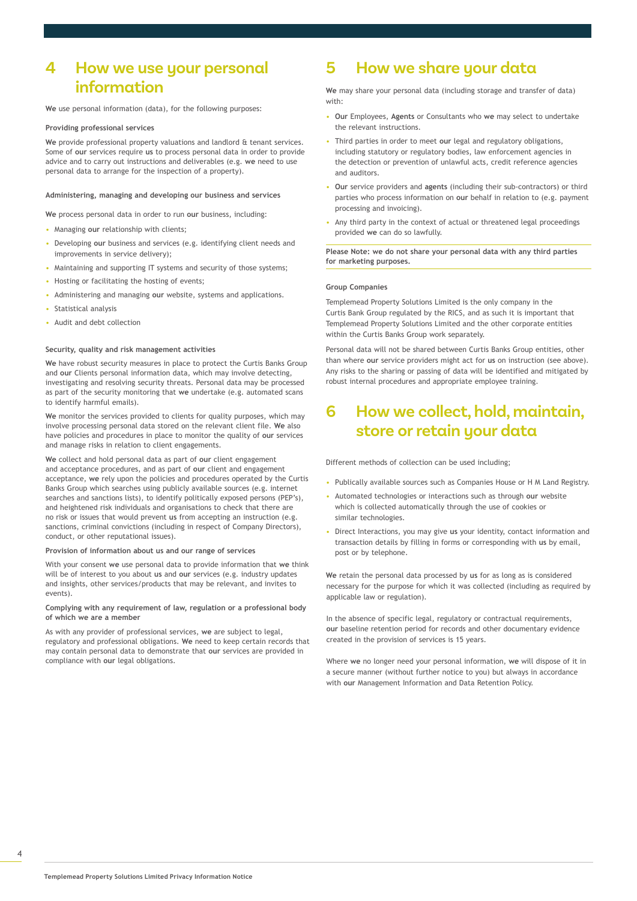# 4 How we use your personal information

**We** use personal information (data), for the following purposes:

### Providing professional services

**We** provide professional property valuations and landlord & tenant services. Some of **our** services require **us** to process personal data in order to provide advice and to carry out instructions and deliverables (e.g. **we** need to use personal data to arrange for the inspection of a property).

### Administering, managing and developing our business and services

**We** process personal data in order to run **our** business, including:

- Managing **our** relationship with clients;
- Developing **our** business and services (e.g. identifying client needs and improvements in service delivery);
- Maintaining and supporting IT systems and security of those systems;
- Hosting or facilitating the hosting of events;
- Administering and managing **our** website, systems and applications.
- Statistical analysis
- Audit and debt collection

### Security, quality and risk management activities

**We** have robust security measures in place to protect the Curtis Banks Group and **our** Clients personal information data, which may involve detecting, investigating and resolving security threats. Personal data may be processed as part of the security monitoring that **we** undertake (e.g. automated scans to identify harmful emails).

**We** monitor the services provided to clients for quality purposes, which may involve processing personal data stored on the relevant client file. **We** also have policies and procedures in place to monitor the quality of **our** services and manage risks in relation to client engagements.

**We** collect and hold personal data as part of **our** client engagement and acceptance procedures, and as part of **our** client and engagement acceptance, **we** rely upon the policies and procedures operated by the Curtis Banks Group which searches using publicly available sources (e.g. internet searches and sanctions lists), to identify politically exposed persons (PEP's), and heightened risk individuals and organisations to check that there are no risk or issues that would prevent **us** from accepting an instruction (e.g. sanctions, criminal convictions (including in respect of Company Directors), conduct, or other reputational issues).

### Provision of information about us and our range of services

With your consent **we** use personal data to provide information that **we** think will be of interest to you about **us** and **our** services (e.g. industry updates and insights, other services/products that may be relevant, and invites to events).

### Complying with any requirement of law, regulation or a professional body of which we are a member

As with any provider of professional services, **we** are subject to legal, regulatory and professional obligations. **We** need to keep certain records that may contain personal data to demonstrate that **our** services are provided in compliance with **our** legal obligations.

# 5 How we share your data

**We** may share your personal data (including storage and transfer of data) with:

- **Our** Employees, **Agents** or Consultants who **we** may select to undertake the relevant instructions.
- Third parties in order to meet **our** legal and regulatory obligations, including statutory or regulatory bodies, law enforcement agencies in the detection or prevention of unlawful acts, credit reference agencies and auditors.
- **Our** service providers and **agents** (including their sub-contractors) or third parties who process information on **our** behalf in relation to (e.g. payment processing and invoicing).
- Any third party in the context of actual or threatened legal proceedings provided **we** can do so lawfully.

**Please Note: we do not share your personal data with any third parties for marketing purposes.**

### Group Companies

Templemead Property Solutions Limited is the only company in the Curtis Bank Group regulated by the RICS, and as such it is important that Templemead Property Solutions Limited and the other corporate entities within the Curtis Banks Group work separately.

Personal data will not be shared between Curtis Banks Group entities, other than where **our** service providers might act for **us** on instruction (see above). Any risks to the sharing or passing of data will be identified and mitigated by robust internal procedures and appropriate employee training.

# 6 How we collect, hold, maintain, store or retain your data

Different methods of collection can be used including;

- Publically available sources such as Companies House or H M Land Registry.
- Automated technologies or interactions such as through **our** website which is collected automatically through the use of cookies or similar technologies.
- Direct Interactions, you may give **us** your identity, contact information and transaction details by filling in forms or corresponding with **us** by email, post or by telephone.

**We** retain the personal data processed by **us** for as long as is considered necessary for the purpose for which it was collected (including as required by applicable law or regulation).

In the absence of specific legal, regulatory or contractual requirements, **our** baseline retention period for records and other documentary evidence created in the provision of services is 15 years.

Where **we** no longer need your personal information, **we** will dispose of it in a secure manner (without further notice to you) but always in accordance with **our** Management Information and Data Retention Policy.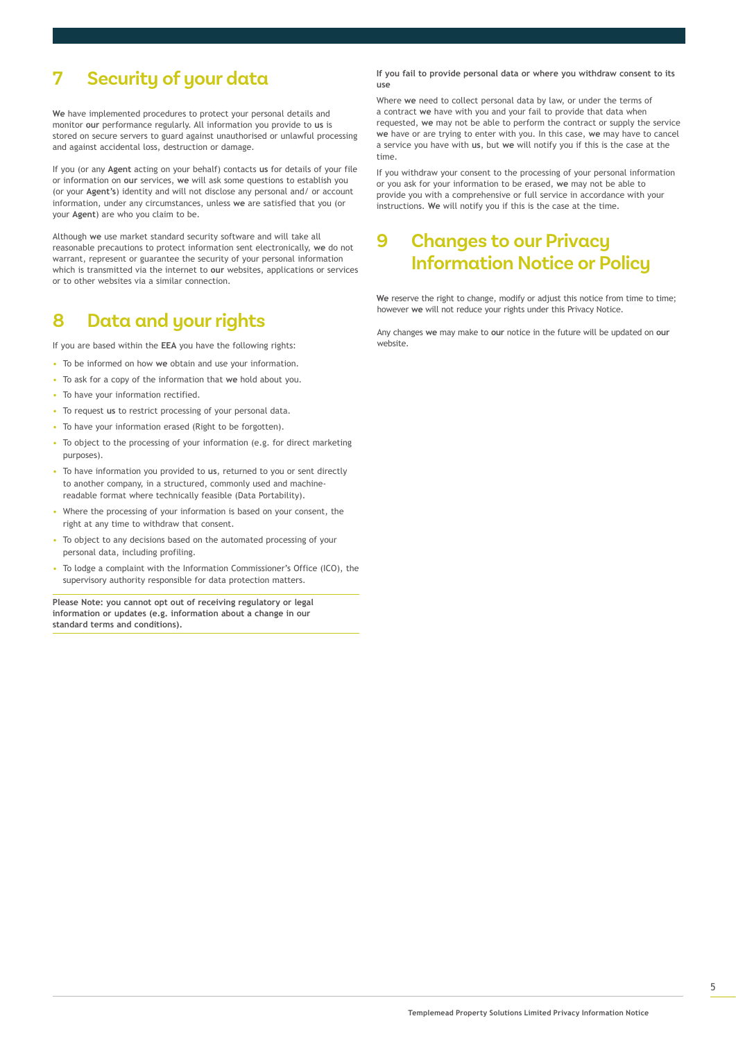# 7 Security of your data

**We** have implemented procedures to protect your personal details and monitor **our** performance regularly. All information you provide to **us** is stored on secure servers to guard against unauthorised or unlawful processing and against accidental loss, destruction or damage.

If you (or any **Agent** acting on your behalf) contacts **us** for details of your file or information on **our** services, **we** will ask some questions to establish you (or your **Agent's**) identity and will not disclose any personal and/ or account information, under any circumstances, unless **we** are satisfied that you (or your **Agent**) are who you claim to be.

Although **we** use market standard security software and will take all reasonable precautions to protect information sent electronically, **we** do not warrant, represent or guarantee the security of your personal information which is transmitted via the internet to **our** websites, applications or services or to other websites via a similar connection.

# 8 Data and your rights

If you are based within the **EEA** you have the following rights:

- To be informed on how **we** obtain and use your information.
- To ask for a copy of the information that **we** hold about you.
- To have your information rectified.
- To request **us** to restrict processing of your personal data.
- To have your information erased (Right to be forgotten).
- To object to the processing of your information (e.g. for direct marketing purposes).
- To have information you provided to **us**, returned to you or sent directly to another company, in a structured, commonly used and machine-readable format where technically feasible (Data Portability).
- Where the processing of your information is based on your consent, the right at any time to withdraw that consent.
- To object to any decisions based on the automated processing of your personal data, including profiling.
- To lodge a complaint with the Information Commissioner's Office (ICO), the supervisory authority responsible for data protection matters.

**Please Note: you cannot opt out of receiving regulatory or legal information or updates (e.g. information about a change in our standard terms and conditions).**

**If you fail to provide personal data or where you withdraw consent to its use**

Where **we** need to collect personal data by law, or under the terms of a contract **we** have with you and your fail to provide that data when requested, **we** may not be able to perform the contract or supply the service **we** have or are trying to enter with you. In this case, **we** may have to cancel a service you have with **us**, but **we** will notify you if this is the case at the time.

If you withdraw your consent to the processing of your personal information or you ask for your information to be erased, **we** may not be able to provide you with a comprehensive or full service in accordance with your instructions. **We** will notify you if this is the case at the time.

# 9 Changes to our Privacy Information Notice or Policy

**We** reserve the right to change, modify or adjust this notice from time to time; however **we** will not reduce your rights under this Privacy Notice.

Any changes **we** may make to **our** notice in the future will be updated on **our** website.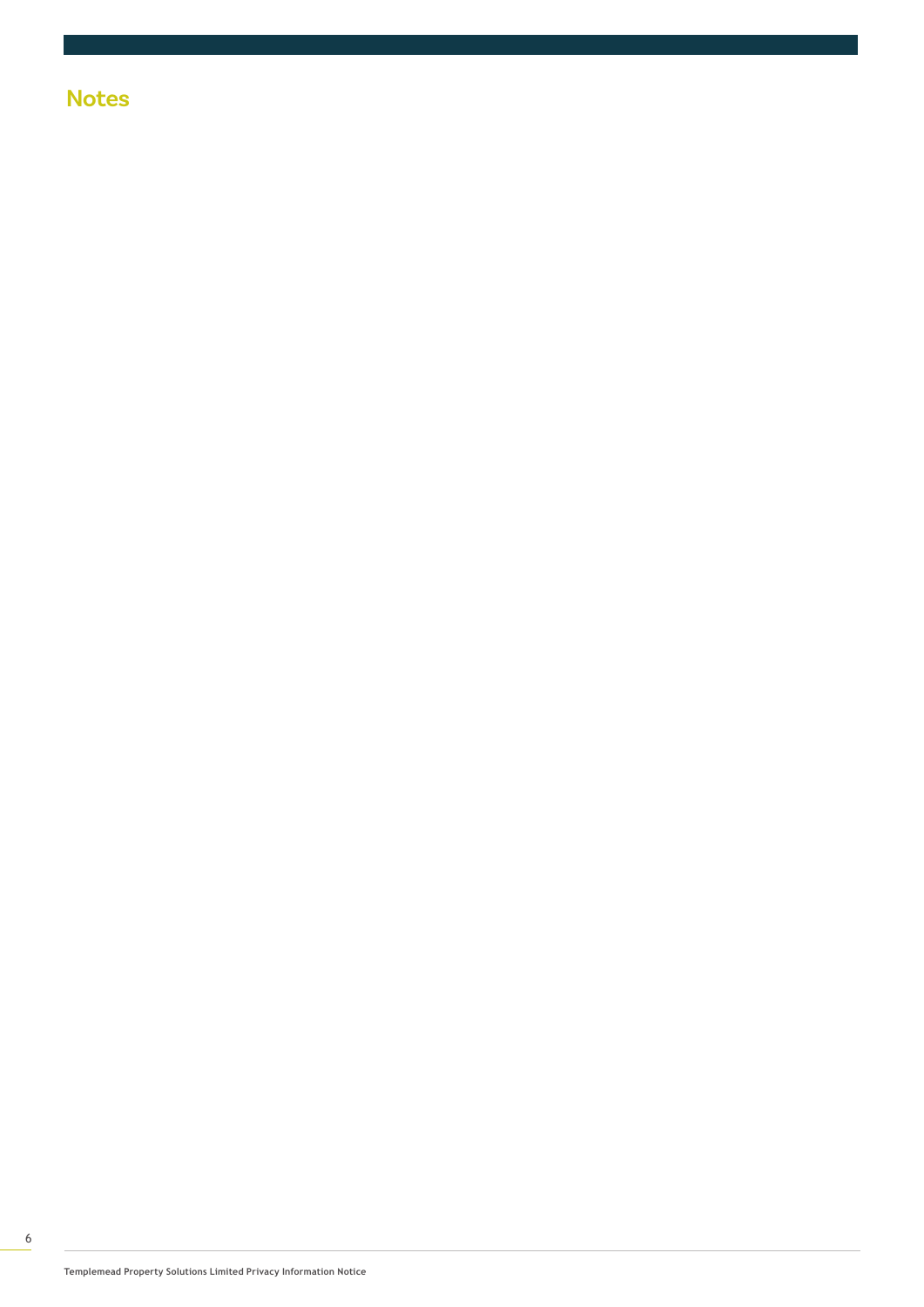## Notes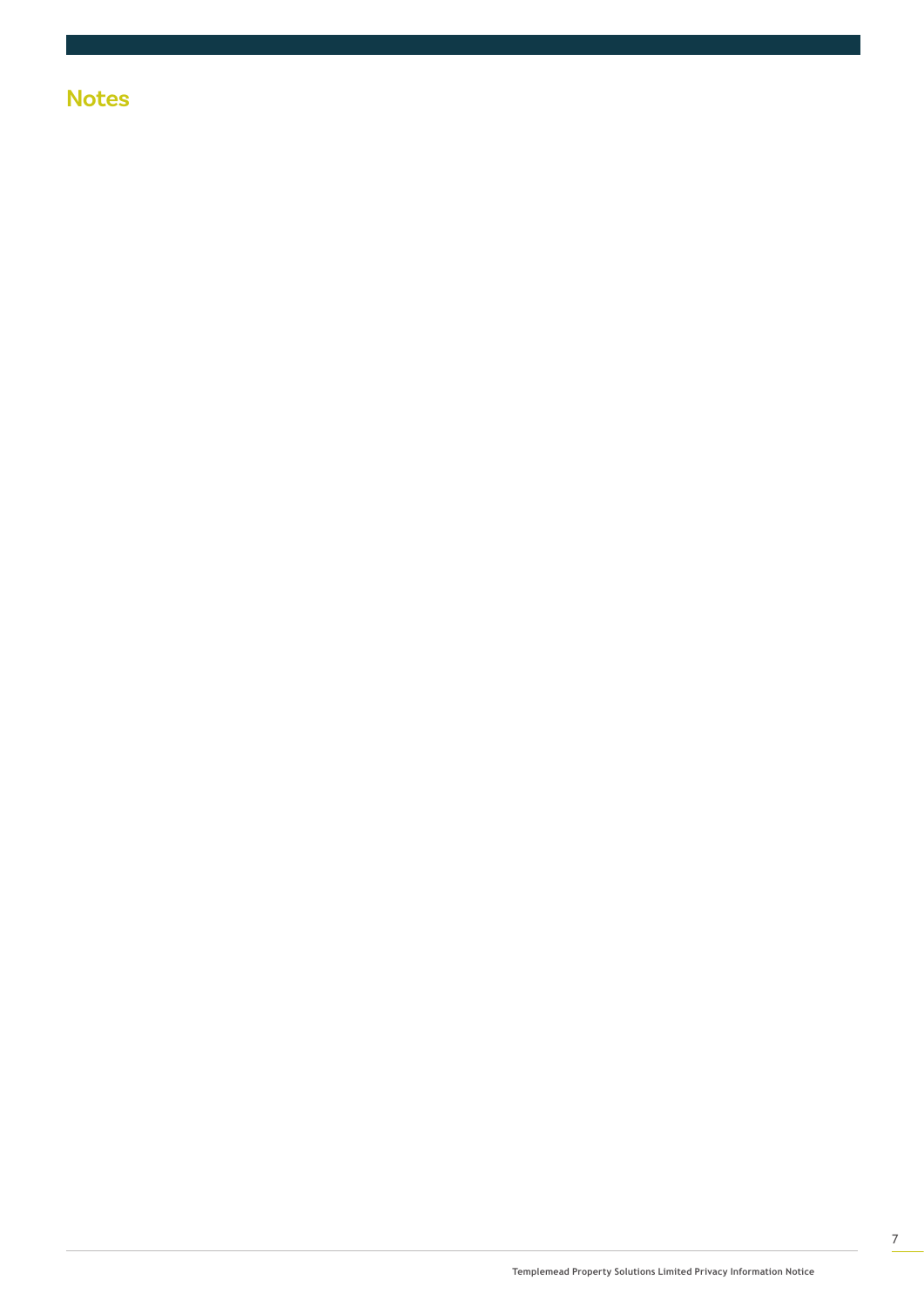## Notes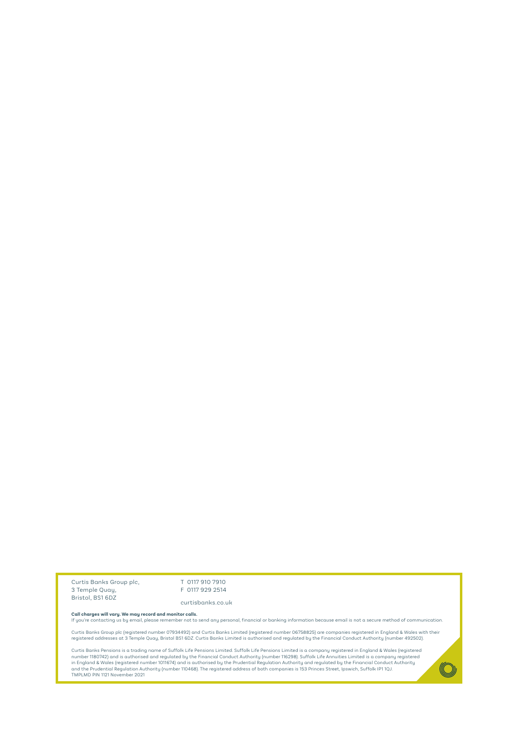Curtis Banks Group plc,
3 Temple Quay,
Bristol, BS1 6DZ

T 0117 910 7910
F 0117 929 2514

curtisbanks.co.uk

**Call charges will vary. We may record and monitor calls.**
If you're contacting us by email, please remember not to send any personal, financial or banking information because email is not a secure method of communication.

Curtis Banks Group plc (registered number 07934492) and Curtis Banks Limited (registered number 06758825) are companies registered in England & Wales with their registered addresses at 3 Temple Quay, Bristol BS1 6DZ. Curtis Banks Limited is authorised and regulated by the Financial Conduct Authority (number 492502).

Curtis Banks Pensions is a trading name of Suffolk Life Pensions Limited. Suffolk Life Pensions Limited is a company registered in England & Wales (registered number 1180742) and is authorised and regulated by the Financial Conduct Authority (number 116298). Suffolk Life Annuities Limited is a company registered in England & Wales (registered number 1011674) and is authorised by the Prudential Regulation Authority and regulated by the Financial Conduct Authority and the Prudential Regulation Authority (number 110468). The registered address of both companies is 153 Princes Street, Ipswich, Suffolk IP1 1QJ.
TMPLMD PIN 1121 November 2021